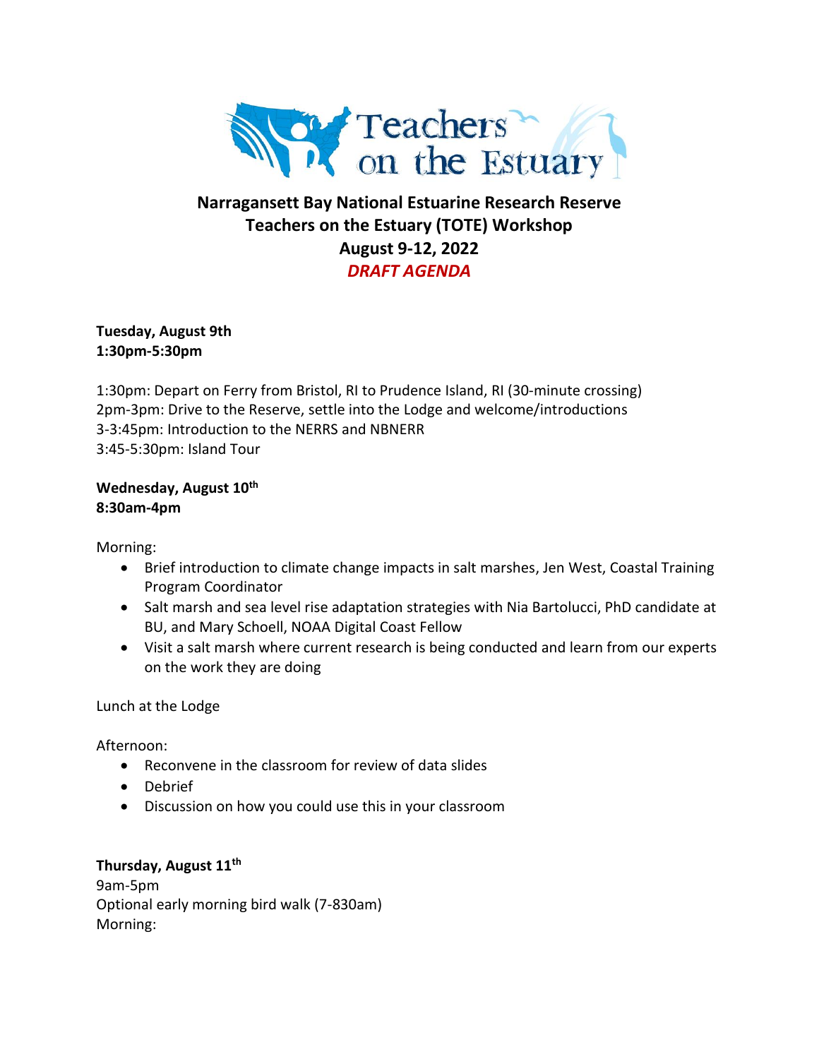# Narragansett Bay National Estuarine Research Reserve
# Teachers on the Estuary (TOTE) Workshop
# August 9-12, 2022
# *DRAFT AGENDA*

**Tuesday, August 9th**
**1:30pm-5:30pm**

1:30pm: Depart on Ferry from Bristol, RI to Prudence Island, RI (30-minute crossing)
2pm-3pm: Drive to the Reserve, settle into the Lodge and welcome/introductions
3-3:45pm: Introduction to the NERRS and NBNERR
3:45-5:30pm: Island Tour

**Wednesday, August 10th**
**8:30am-4pm**

Morning:

- Brief introduction to climate change impacts in salt marshes, Jen West, Coastal Training Program Coordinator
- Salt marsh and sea level rise adaptation strategies with Nia Bartolucci, PhD candidate at BU, and Mary Schoell, NOAA Digital Coast Fellow
- Visit a salt marsh where current research is being conducted and learn from our experts on the work they are doing

Lunch at the Lodge

Afternoon:

- Reconvene in the classroom for review of data slides
- Debrief
- Discussion on how you could use this in your classroom

**Thursday, August 11th**
9am-5pm
Optional early morning bird walk (7-830am)
Morning: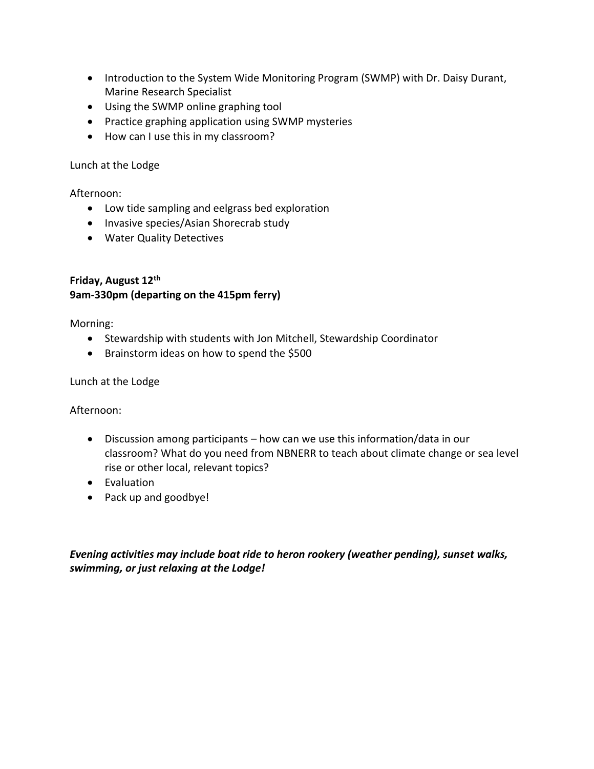- Introduction to the System Wide Monitoring Program (SWMP) with Dr. Daisy Durant, Marine Research Specialist
- Using the SWMP online graphing tool
- Practice graphing application using SWMP mysteries
- How can I use this in my classroom?

Lunch at the Lodge

Afternoon:

- Low tide sampling and eelgrass bed exploration
- Invasive species/Asian Shorecrab study
- Water Quality Detectives

**Friday, August 12th**
**9am-330pm (departing on the 415pm ferry)**

Morning:

- Stewardship with students with Jon Mitchell, Stewardship Coordinator
- Brainstorm ideas on how to spend the $500

Lunch at the Lodge

Afternoon:

- Discussion among participants – how can we use this information/data in our classroom? What do you need from NBNERR to teach about climate change or sea level rise or other local, relevant topics?
- Evaluation
- Pack up and goodbye!

***Evening activities may include boat ride to heron rookery (weather pending), sunset walks, swimming, or just relaxing at the Lodge!***